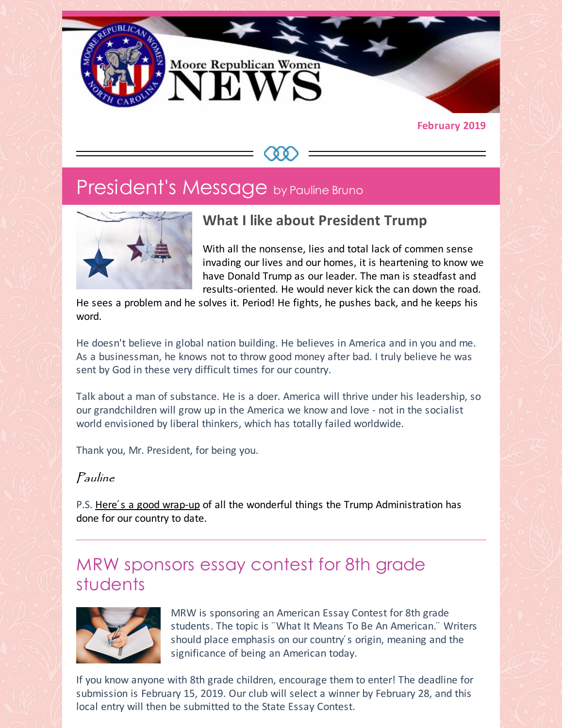# Moore Republican Women NEWS

**February 2019**

## President's Message by Pauline Bruno

### What I like about President Trump

With all the nonsense, lies and total lack of commen sense invading our lives and our homes, it is heartening to know we have Donald Trump as our leader. The man is steadfast and results-oriented. He would never kick the can down the road. He sees a problem and he solves it. Period! He fights, he pushes back, and he keeps his word.

He doesn't believe in global nation building. He believes in America and in you and me. As a businessman, he knows not to throw good money after bad. I truly believe he was sent by God in these very difficult times for our country.

Talk about a man of substance. He is a doer. America will thrive under his leadership, so our grandchildren will grow up in the America we know and love - not in the socialist world envisioned by liberal thinkers, which has totally failed worldwide.

Thank you, Mr. President, for being you.

*Pauline*

P.S. Here´s a good wrap-up of all the wonderful things the Trump Administration has done for our country to date.

## MRW sponsors essay contest for 8th grade students

MRW is sponsoring an American Essay Contest for 8th grade students. The topic is ¨What It Means To Be An American.¨ Writers should place emphasis on our country´s origin, meaning and the significance of being an American today.

If you know anyone with 8th grade children, encourage them to enter! The deadline for submission is February 15, 2019. Our club will select a winner by February 28, and this local entry will then be submitted to the State Essay Contest.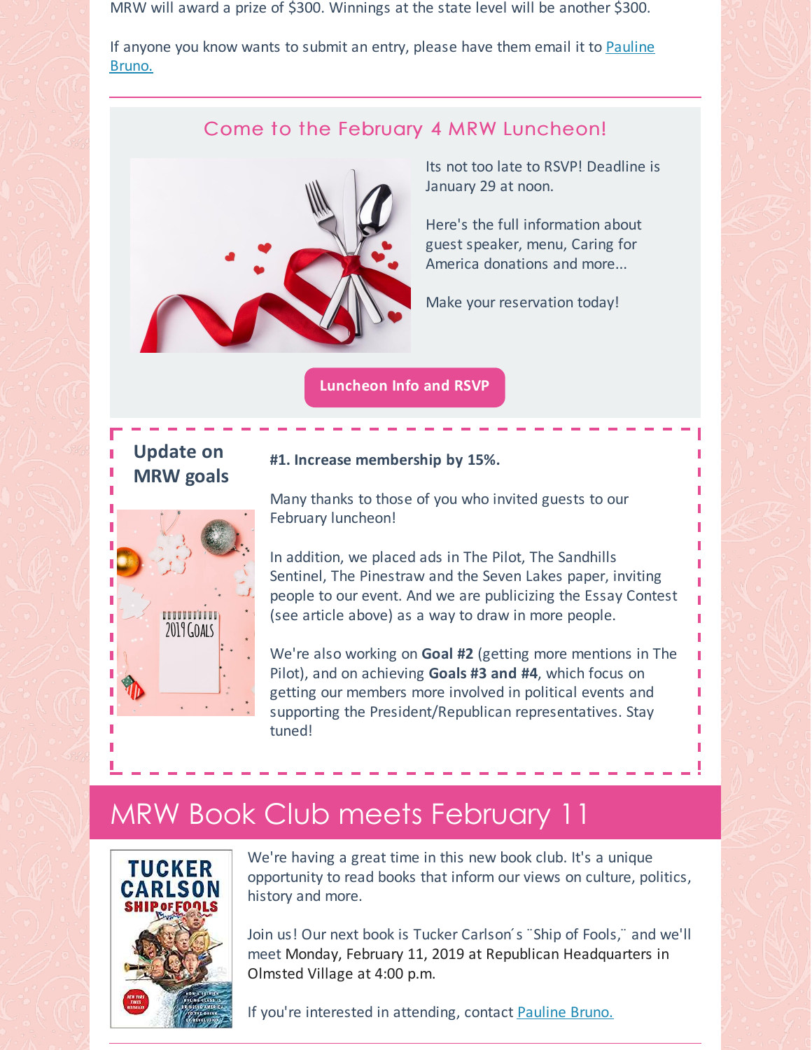MRW will award a prize of $300. Winnings at the state level will be another $300.

If anyone you know wants to submit an entry, please have them email it to Pauline Bruno.

---

## Come to the February 4 MRW Luncheon!

Its not too late to RSVP! Deadline is January 29 at noon.

Here's the full information about guest speaker, menu, Caring for America donations and more...

Make your reservation today!

**Luncheon Info and RSVP**

## Update on MRW goals

**#1. Increase membership by 15%.**

Many thanks to those of you who invited guests to our February luncheon!

In addition, we placed ads in The Pilot, The Sandhills Sentinel, The Pinestraw and the Seven Lakes paper, inviting people to our event. And we are publicizing the Essay Contest (see article above) as a way to draw in more people.

We're also working on **Goal #2** (getting more mentions in The Pilot), and on achieving **Goals #3 and #4**, which focus on getting our members more involved in political events and supporting the President/Republican representatives. Stay tuned!

# MRW Book Club meets February 11

We're having a great time in this new book club. It's a unique opportunity to read books that inform our views on culture, politics, history and more.

Join us! Our next book is Tucker Carlson´s ¨Ship of Fools,¨ and we'll meet Monday, February 11, 2019 at Republican Headquarters in Olmsted Village at 4:00 p.m.

If you're interested in attending, contact Pauline Bruno.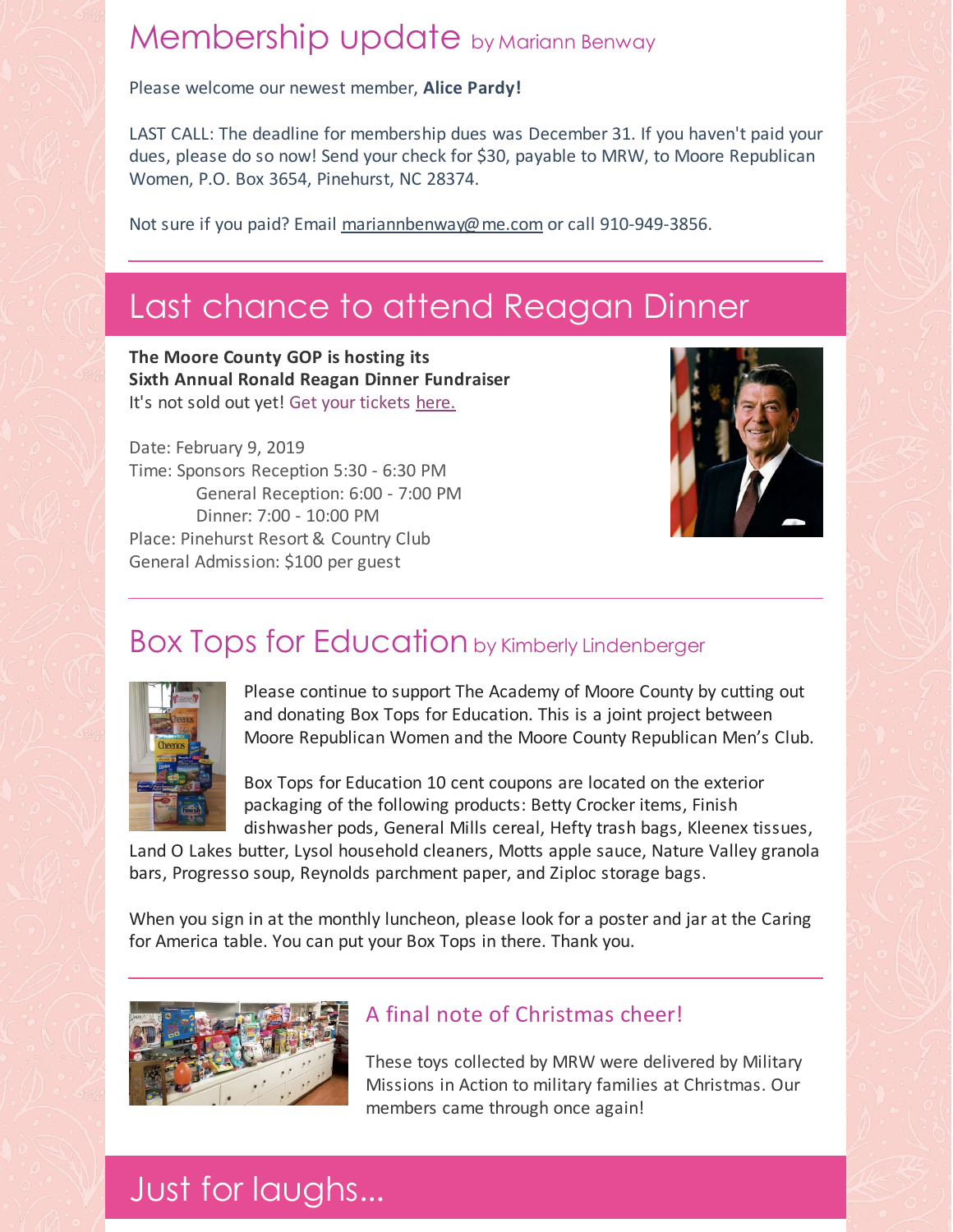## Membership update by Mariann Benway

Please welcome our newest member, **Alice Pardy!**

LAST CALL: The deadline for membership dues was December 31. If you haven't paid your dues, please do so now! Send your check for $30, payable to MRW, to Moore Republican Women, P.O. Box 3654, Pinehurst, NC 28374.

Not sure if you paid? Email mariannbenway@me.com or call 910-949-3856.

## Last chance to attend Reagan Dinner

**The Moore County GOP is hosting its Sixth Annual Ronald Reagan Dinner Fundraiser**
It's not sold out yet! Get your tickets here.

Date: February 9, 2019
Time: Sponsors Reception 5:30 - 6:30 PM
General Reception: 6:00 - 7:00 PM
Dinner: 7:00 - 10:00 PM
Place: Pinehurst Resort & Country Club
General Admission: $100 per guest

## Box Tops for Education by Kimberly Lindenberger

Please continue to support The Academy of Moore County by cutting out and donating Box Tops for Education. This is a joint project between Moore Republican Women and the Moore County Republican Men's Club.

Box Tops for Education 10 cent coupons are located on the exterior packaging of the following products: Betty Crocker items, Finish dishwasher pods, General Mills cereal, Hefty trash bags, Kleenex tissues, Land O Lakes butter, Lysol household cleaners, Motts apple sauce, Nature Valley granola bars, Progresso soup, Reynolds parchment paper, and Ziploc storage bags.

When you sign in at the monthly luncheon, please look for a poster and jar at the Caring for America table. You can put your Box Tops in there. Thank you.

### A final note of Christmas cheer!

These toys collected by MRW were delivered by Military Missions in Action to military families at Christmas. Our members came through once again!

## Just for laughs...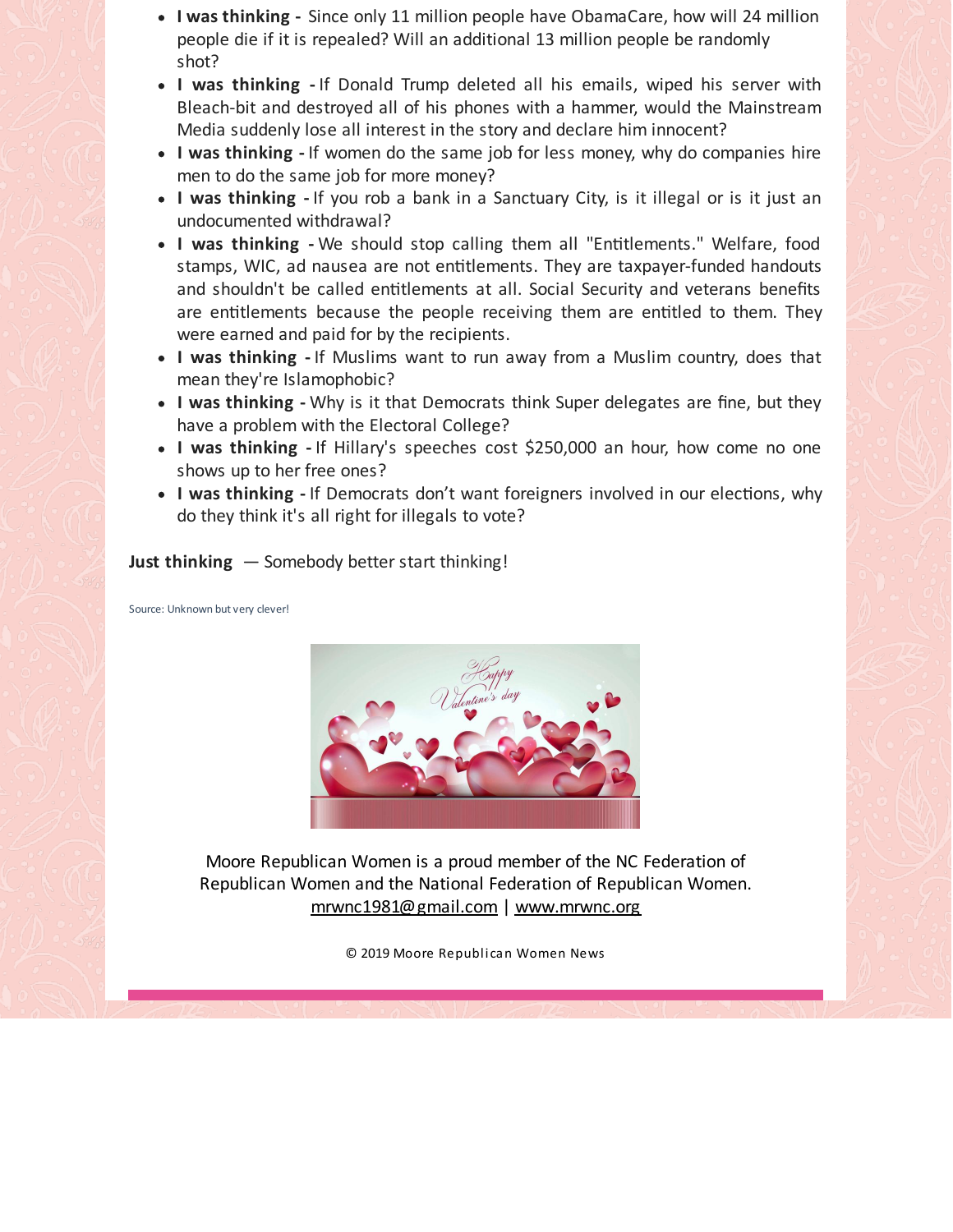- **I was thinking -** Since only 11 million people have ObamaCare, how will 24 million people die if it is repealed? Will an additional 13 million people be randomly shot?
- **I was thinking -** If Donald Trump deleted all his emails, wiped his server with Bleach-bit and destroyed all of his phones with a hammer, would the Mainstream Media suddenly lose all interest in the story and declare him innocent?
- **I was thinking -** If women do the same job for less money, why do companies hire men to do the same job for more money?
- **I was thinking -** If you rob a bank in a Sanctuary City, is it illegal or is it just an undocumented withdrawal?
- **I was thinking -** We should stop calling them all "Entitlements." Welfare, food stamps, WIC, ad nausea are not entitlements. They are taxpayer-funded handouts and shouldn't be called entitlements at all. Social Security and veterans benefits are entitlements because the people receiving them are entitled to them. They were earned and paid for by the recipients.
- **I was thinking -** If Muslims want to run away from a Muslim country, does that mean they're Islamophobic?
- **I was thinking -** Why is it that Democrats think Super delegates are fine, but they have a problem with the Electoral College?
- **I was thinking -** If Hillary's speeches cost $250,000 an hour, how come no one shows up to her free ones?
- **I was thinking -** If Democrats don't want foreigners involved in our elections, why do they think it's all right for illegals to vote?

**Just thinking** — Somebody better start thinking!

Source: Unknown but very clever!

Moore Republican Women is a proud member of the NC Federation of Republican Women and the National Federation of Republican Women.
mrwnc1981@gmail.com | www.mrwnc.org

© 2019 Moore Republican Women News